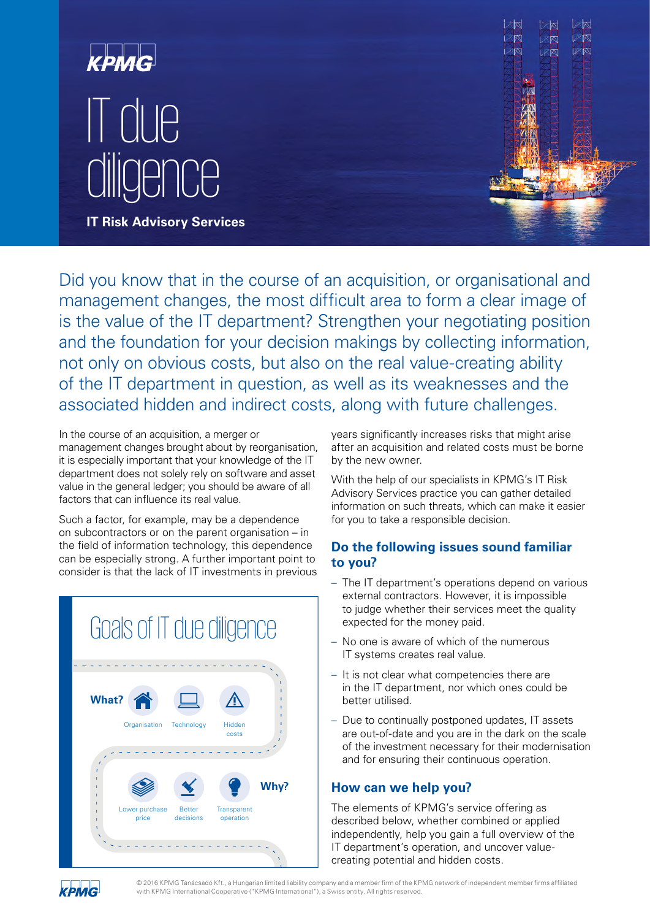# IT due diligence

**IT Risk Advisory Services**

Did you know that in the course of an acquisition, or organisational and management changes, the most difficult area to form a clear image of is the value of the IT department? Strengthen your negotiating position and the foundation for your decision makings by collecting information, not only on obvious costs, but also on the real value-creating ability of the IT department in question, as well as its weaknesses and the associated hidden and indirect costs, along with future challenges.

In the course of an acquisition, a merger or management changes brought about by reorganisation, it is especially important that your knowledge of the IT department does not solely rely on software and asset value in the general ledger; you should be aware of all factors that can influence its real value.

Such a factor, for example, may be a dependence on subcontractors or on the parent organisation – in the field of information technology, this dependence can be especially strong. A further important point to consider is that the lack of IT investments in previous years significantly increases risks that might arise after an acquisition and related costs must be borne by the new owner.

With the help of our specialists in KPMG's IT Risk Advisory Services practice you can gather detailed information on such threats, which can make it easier for you to take a responsible decision.

## Goals of IT due diligence

**What?**

- Organisation
- Technology
- Hidden costs

**Why?**

- Lower purchase price
- Better decisions
- Transparent operation

## Do the following issues sound familiar to you?

- The IT department's operations depend on various external contractors. However, it is impossible to judge whether their services meet the quality expected for the money paid.
- No one is aware of which of the numerous IT systems creates real value.
- It is not clear what competencies there are in the IT department, nor which ones could be better utilised.
- Due to continually postponed updates, IT assets are out-of-date and you are in the dark on the scale of the investment necessary for their modernisation and for ensuring their continuous operation.

## How can we help you?

The elements of KPMG's service offering as described below, whether combined or applied independently, help you gain a full overview of the IT department's operation, and uncover value-creating potential and hidden costs.

© 2016 KPMG Tanácsadó Kft., a Hungarian limited liability company and a member firm of the KPMG network of independent member firms affiliated with KPMG International Cooperative ("KPMG International"), a Swiss entity. All rights reserved.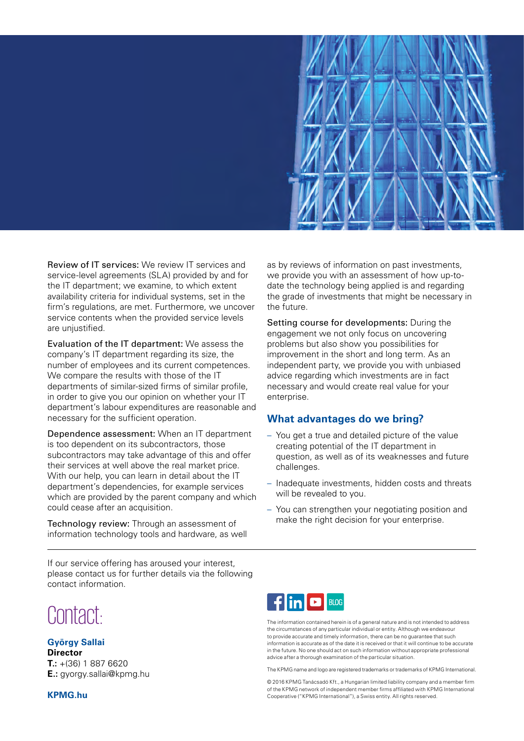Review of IT services: We review IT services and service-level agreements (SLA) provided by and for the IT department; we examine, to which extent availability criteria for individual systems, set in the firm's regulations, are met. Furthermore, we uncover service contents when the provided service levels are unjustified.

Evaluation of the IT department: We assess the company's IT department regarding its size, the number of employees and its current competences. We compare the results with those of the IT departments of similar-sized firms of similar profile, in order to give you our opinion on whether your IT department's labour expenditures are reasonable and necessary for the sufficient operation.

Dependence assessment: When an IT department is too dependent on its subcontractors, those subcontractors may take advantage of this and offer their services at well above the real market price. With our help, you can learn in detail about the IT department's dependencies, for example services which are provided by the parent company and which could cease after an acquisition.

Technology review: Through an assessment of information technology tools and hardware, as well as by reviews of information on past investments, we provide you with an assessment of how up-to-date the technology being applied is and regarding the grade of investments that might be necessary in the future.

Setting course for developments: During the engagement we not only focus on uncovering problems but also show you possibilities for improvement in the short and long term. As an independent party, we provide you with unbiased advice regarding which investments are in fact necessary and would create real value for your enterprise.

## What advantages do we bring?

- You get a true and detailed picture of the value creating potential of the IT department in question, as well as of its weaknesses and future challenges.
- Inadequate investments, hidden costs and threats will be revealed to you.
- You can strengthen your negotiating position and make the right decision for your enterprise.

If our service offering has aroused your interest, please contact us for further details via the following contact information.

# Contact:

**György Sallai**
**Director**
**T.:** +(36) 1 887 6620
**E.:** gyorgy.sallai@kpmg.hu

**KPMG.hu**

BLOG

The information contained herein is of a general nature and is not intended to address the circumstances of any particular individual or entity. Although we endeavour to provide accurate and timely information, there can be no guarantee that such information is accurate as of the date it is received or that it will continue to be accurate in the future. No one should act on such information without appropriate professional advice after a thorough examination of the particular situation.

The KPMG name and logo are registered trademarks or trademarks of KPMG International.

© 2016 KPMG Tanácsadó Kft., a Hungarian limited liability company and a member firm of the KPMG network of independent member firms affiliated with KPMG International Cooperative ("KPMG International"), a Swiss entity. All rights reserved.